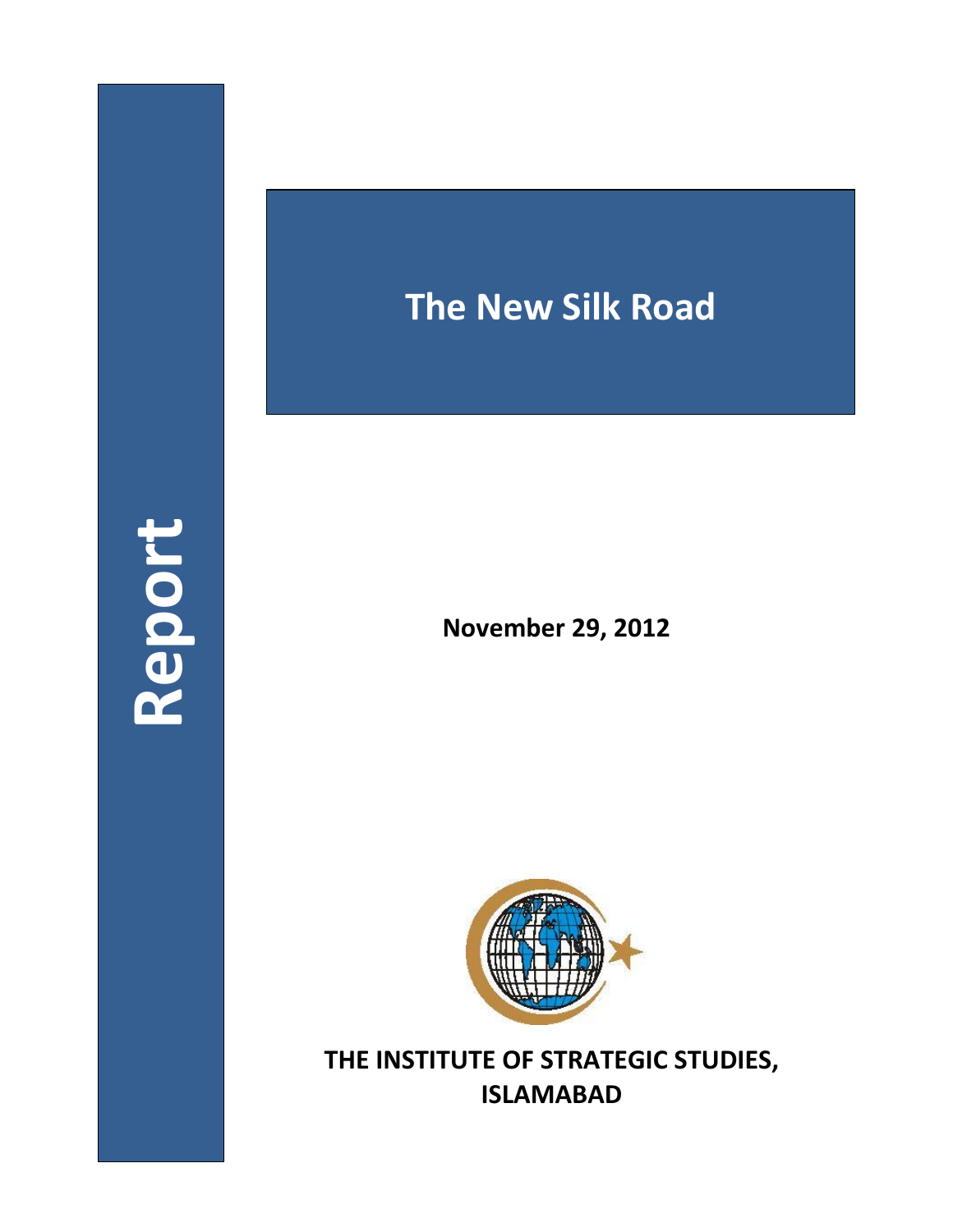Report

# The New Silk Road

**November 29, 2012**

**THE INSTITUTE OF STRATEGIC STUDIES, ISLAMABAD**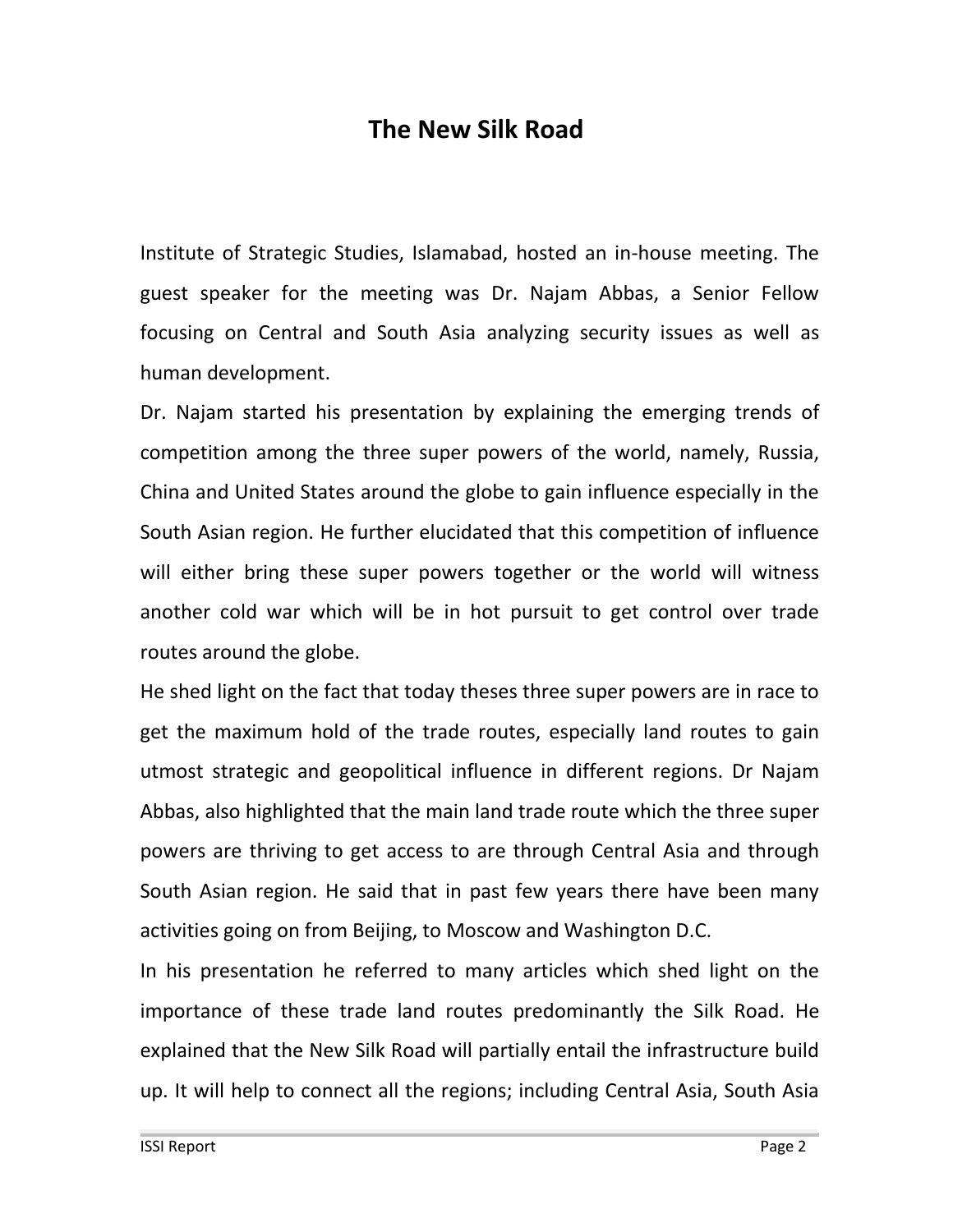# The New Silk Road

Institute of Strategic Studies, Islamabad, hosted an in-house meeting. The guest speaker for the meeting was Dr. Najam Abbas, a Senior Fellow focusing on Central and South Asia analyzing security issues as well as human development.

Dr. Najam started his presentation by explaining the emerging trends of competition among the three super powers of the world, namely, Russia, China and United States around the globe to gain influence especially in the South Asian region. He further elucidated that this competition of influence will either bring these super powers together or the world will witness another cold war which will be in hot pursuit to get control over trade routes around the globe.

He shed light on the fact that today theses three super powers are in race to get the maximum hold of the trade routes, especially land routes to gain utmost strategic and geopolitical influence in different regions. Dr Najam Abbas, also highlighted that the main land trade route which the three super powers are thriving to get access to are through Central Asia and through South Asian region. He said that in past few years there have been many activities going on from Beijing, to Moscow and Washington D.C.

In his presentation he referred to many articles which shed light on the importance of these trade land routes predominantly the Silk Road. He explained that the New Silk Road will partially entail the infrastructure build up. It will help to connect all the regions; including Central Asia, South Asia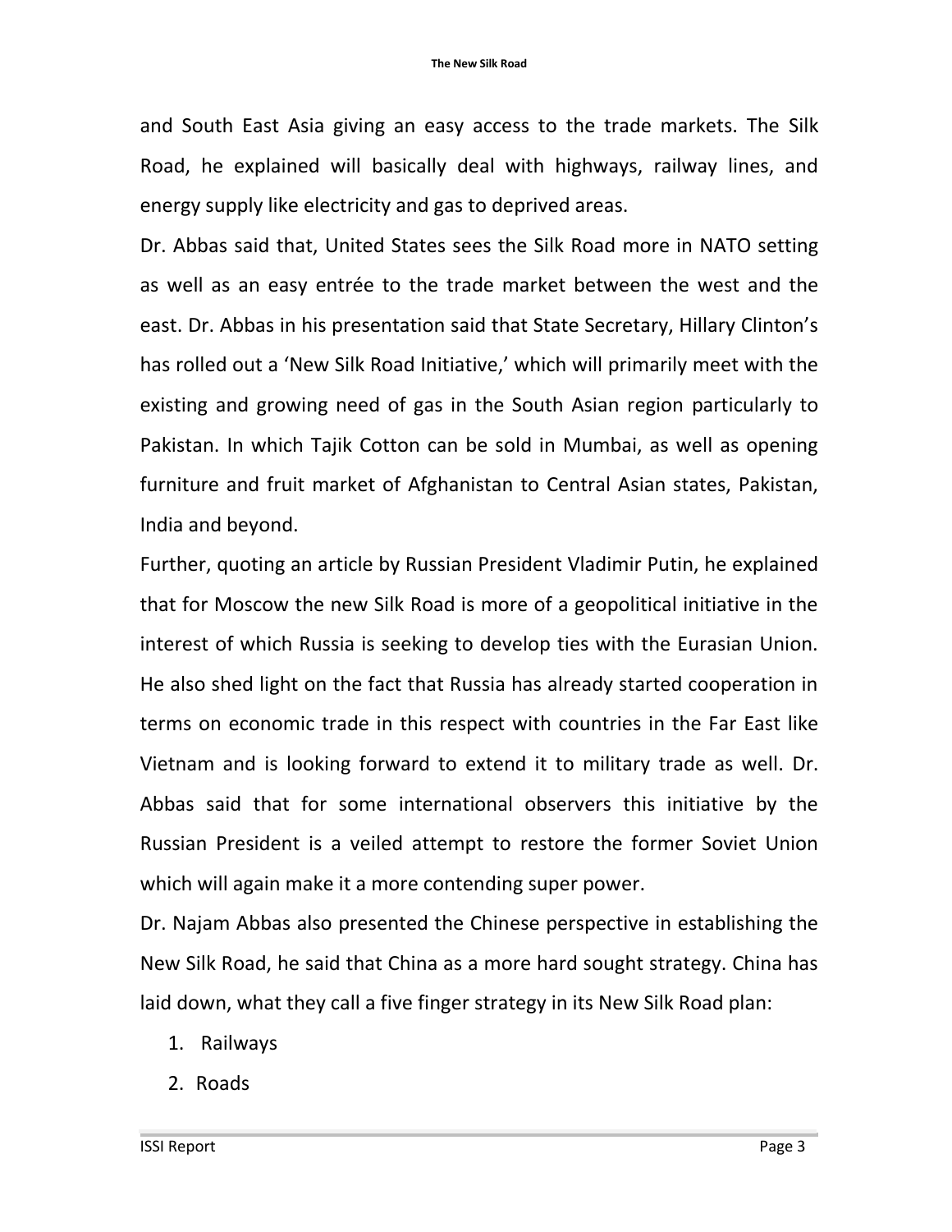and South East Asia giving an easy access to the trade markets. The Silk Road, he explained will basically deal with highways, railway lines, and energy supply like electricity and gas to deprived areas.

Dr. Abbas said that, United States sees the Silk Road more in NATO setting as well as an easy entrée to the trade market between the west and the east. Dr. Abbas in his presentation said that State Secretary, Hillary Clinton's has rolled out a 'New Silk Road Initiative,' which will primarily meet with the existing and growing need of gas in the South Asian region particularly to Pakistan. In which Tajik Cotton can be sold in Mumbai, as well as opening furniture and fruit market of Afghanistan to Central Asian states, Pakistan, India and beyond.

Further, quoting an article by Russian President Vladimir Putin, he explained that for Moscow the new Silk Road is more of a geopolitical initiative in the interest of which Russia is seeking to develop ties with the Eurasian Union. He also shed light on the fact that Russia has already started cooperation in terms on economic trade in this respect with countries in the Far East like Vietnam and is looking forward to extend it to military trade as well. Dr. Abbas said that for some international observers this initiative by the Russian President is a veiled attempt to restore the former Soviet Union which will again make it a more contending super power.

Dr. Najam Abbas also presented the Chinese perspective in establishing the New Silk Road, he said that China as a more hard sought strategy. China has laid down, what they call a five finger strategy in its New Silk Road plan:

1. Railways
2. Roads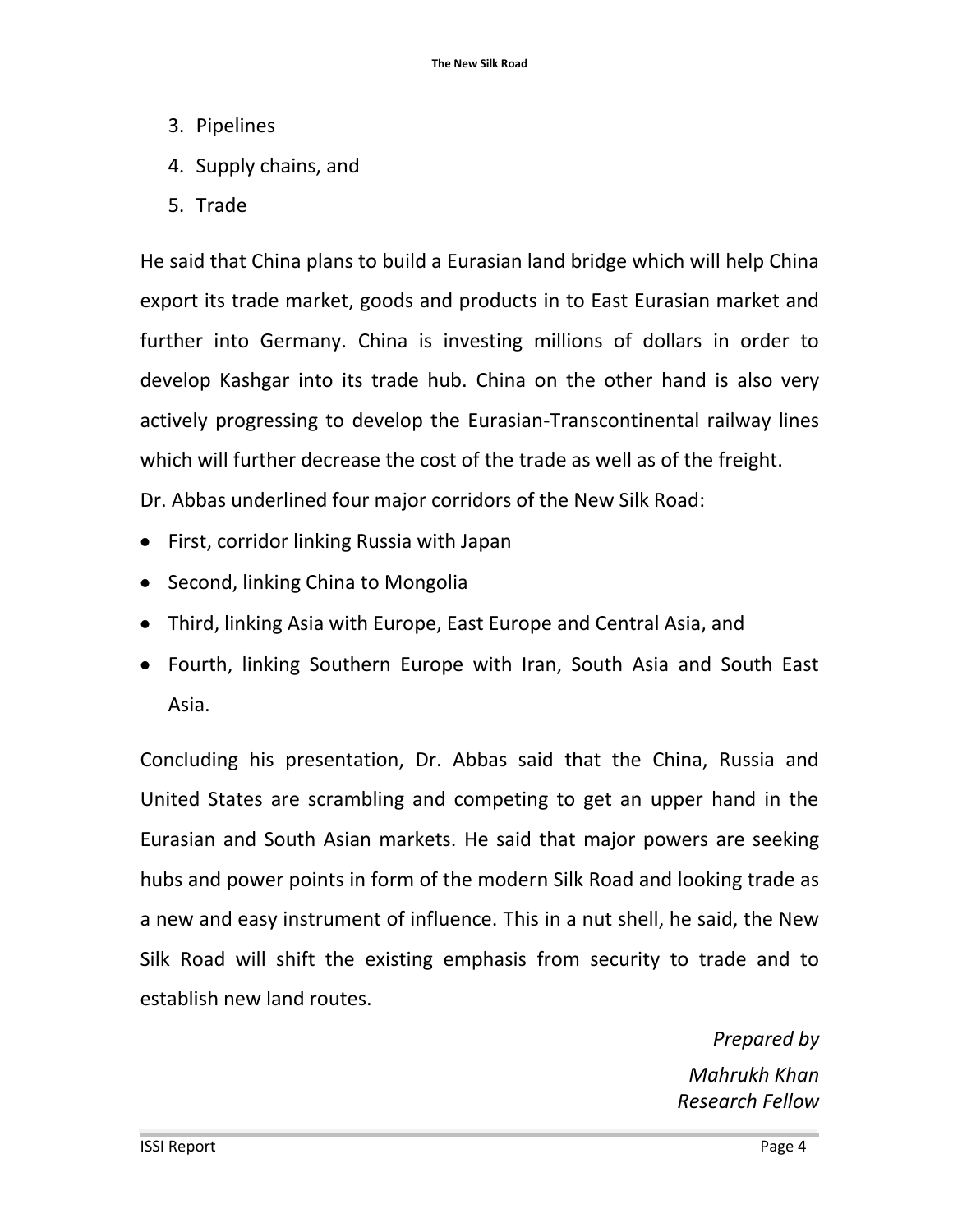3. Pipelines
4. Supply chains, and
5. Trade

He said that China plans to build a Eurasian land bridge which will help China export its trade market, goods and products in to East Eurasian market and further into Germany. China is investing millions of dollars in order to develop Kashgar into its trade hub. China on the other hand is also very actively progressing to develop the Eurasian-Transcontinental railway lines which will further decrease the cost of the trade as well as of the freight.

Dr. Abbas underlined four major corridors of the New Silk Road:

- First, corridor linking Russia with Japan
- Second, linking China to Mongolia
- Third, linking Asia with Europe, East Europe and Central Asia, and
- Fourth, linking Southern Europe with Iran, South Asia and South East Asia.

Concluding his presentation, Dr. Abbas said that the China, Russia and United States are scrambling and competing to get an upper hand in the Eurasian and South Asian markets. He said that major powers are seeking hubs and power points in form of the modern Silk Road and looking trade as a new and easy instrument of influence. This in a nut shell, he said, the New Silk Road will shift the existing emphasis from security to trade and to establish new land routes.

*Prepared by*

*Mahrukh Khan*
*Research Fellow*